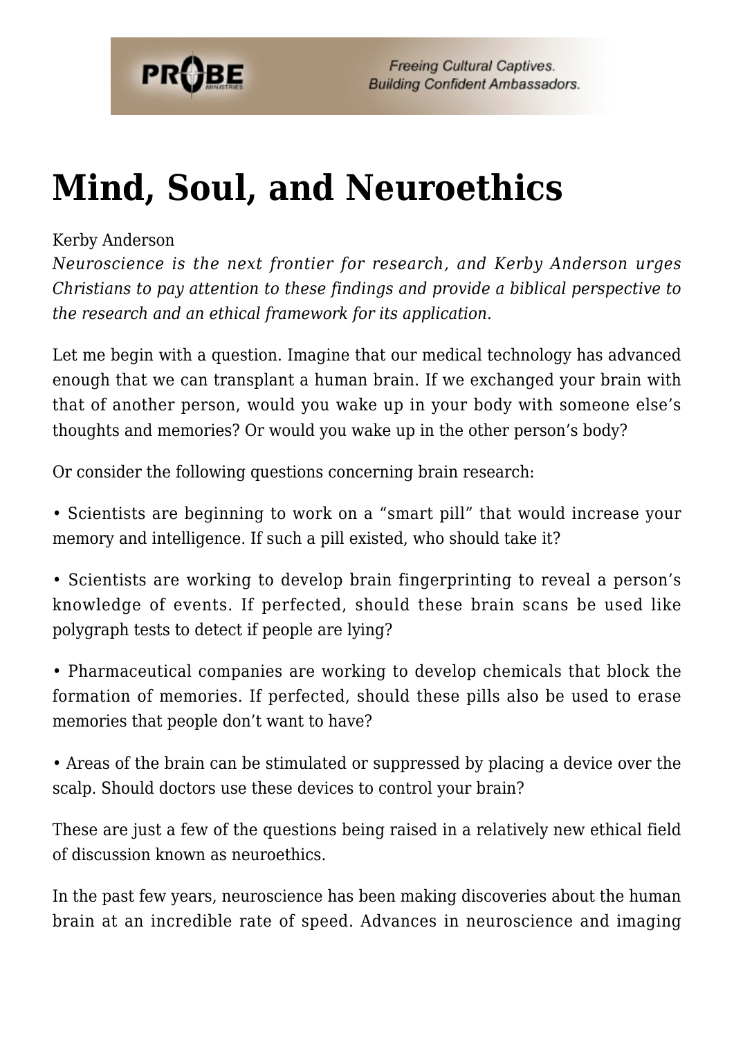# Mind, Soul, and Neuroethics

Kerby Anderson

*Neuroscience is the next frontier for research, and Kerby Anderson urges Christians to pay attention to these findings and provide a biblical perspective to the research and an ethical framework for its application.*

Let me begin with a question. Imagine that our medical technology has advanced enough that we can transplant a human brain. If we exchanged your brain with that of another person, would you wake up in your body with someone else's thoughts and memories? Or would you wake up in the other person's body?

Or consider the following questions concerning brain research:

• Scientists are beginning to work on a "smart pill" that would increase your memory and intelligence. If such a pill existed, who should take it?

• Scientists are working to develop brain fingerprinting to reveal a person's knowledge of events. If perfected, should these brain scans be used like polygraph tests to detect if people are lying?

• Pharmaceutical companies are working to develop chemicals that block the formation of memories. If perfected, should these pills also be used to erase memories that people don't want to have?

• Areas of the brain can be stimulated or suppressed by placing a device over the scalp. Should doctors use these devices to control your brain?

These are just a few of the questions being raised in a relatively new ethical field of discussion known as neuroethics.

In the past few years, neuroscience has been making discoveries about the human brain at an incredible rate of speed. Advances in neuroscience and imaging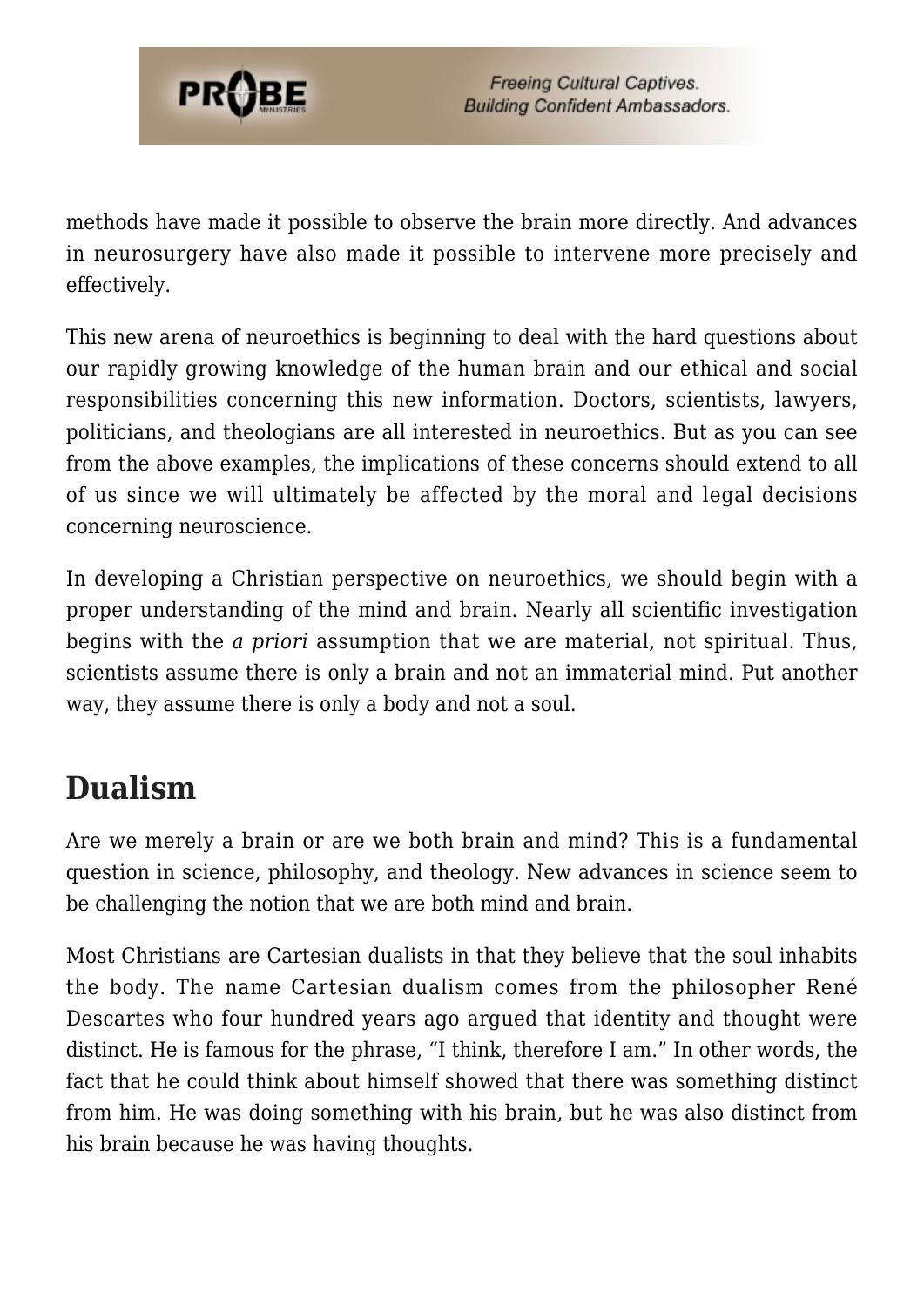methods have made it possible to observe the brain more directly. And advances in neurosurgery have also made it possible to intervene more precisely and effectively.

This new arena of neuroethics is beginning to deal with the hard questions about our rapidly growing knowledge of the human brain and our ethical and social responsibilities concerning this new information. Doctors, scientists, lawyers, politicians, and theologians are all interested in neuroethics. But as you can see from the above examples, the implications of these concerns should extend to all of us since we will ultimately be affected by the moral and legal decisions concerning neuroscience.

In developing a Christian perspective on neuroethics, we should begin with a proper understanding of the mind and brain. Nearly all scientific investigation begins with the *a priori* assumption that we are material, not spiritual. Thus, scientists assume there is only a brain and not an immaterial mind. Put another way, they assume there is only a body and not a soul.

## Dualism

Are we merely a brain or are we both brain and mind? This is a fundamental question in science, philosophy, and theology. New advances in science seem to be challenging the notion that we are both mind and brain.

Most Christians are Cartesian dualists in that they believe that the soul inhabits the body. The name Cartesian dualism comes from the philosopher René Descartes who four hundred years ago argued that identity and thought were distinct. He is famous for the phrase, "I think, therefore I am." In other words, the fact that he could think about himself showed that there was something distinct from him. He was doing something with his brain, but he was also distinct from his brain because he was having thoughts.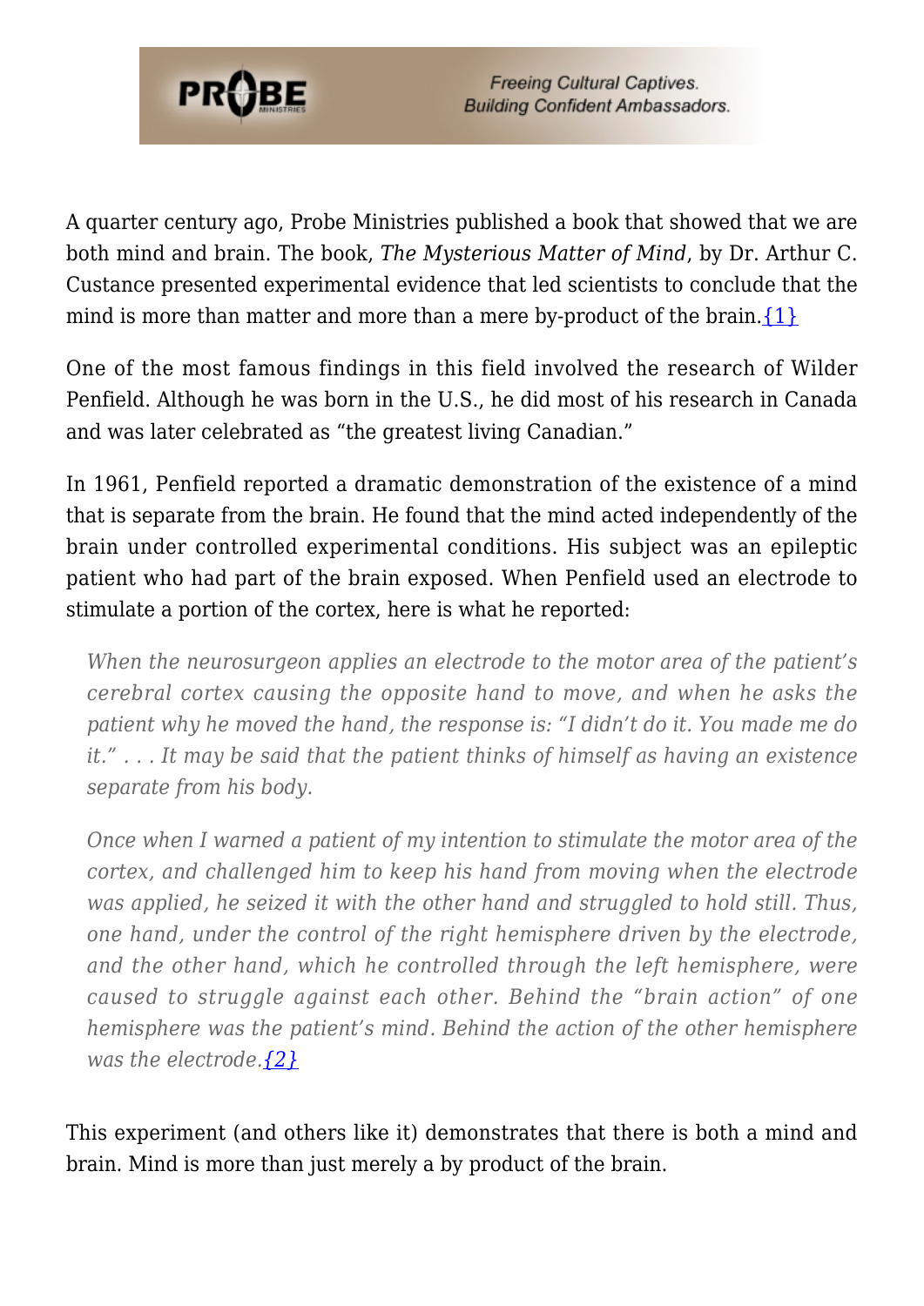A quarter century ago, Probe Ministries published a book that showed that we are both mind and brain. The book, *The Mysterious Matter of Mind*, by Dr. Arthur C. Custance presented experimental evidence that led scientists to conclude that the mind is more than matter and more than a mere by-product of the brain.{1}

One of the most famous findings in this field involved the research of Wilder Penfield. Although he was born in the U.S., he did most of his research in Canada and was later celebrated as "the greatest living Canadian."

In 1961, Penfield reported a dramatic demonstration of the existence of a mind that is separate from the brain. He found that the mind acted independently of the brain under controlled experimental conditions. His subject was an epileptic patient who had part of the brain exposed. When Penfield used an electrode to stimulate a portion of the cortex, here is what he reported:

> *When the neurosurgeon applies an electrode to the motor area of the patient's cerebral cortex causing the opposite hand to move, and when he asks the patient why he moved the hand, the response is: "I didn't do it. You made me do it." . . . It may be said that the patient thinks of himself as having an existence separate from his body.*
>
> *Once when I warned a patient of my intention to stimulate the motor area of the cortex, and challenged him to keep his hand from moving when the electrode was applied, he seized it with the other hand and struggled to hold still. Thus, one hand, under the control of the right hemisphere driven by the electrode, and the other hand, which he controlled through the left hemisphere, were caused to struggle against each other. Behind the "brain action" of one hemisphere was the patient's mind. Behind the action of the other hemisphere was the electrode.{2}*

This experiment (and others like it) demonstrates that there is both a mind and brain. Mind is more than just merely a by product of the brain.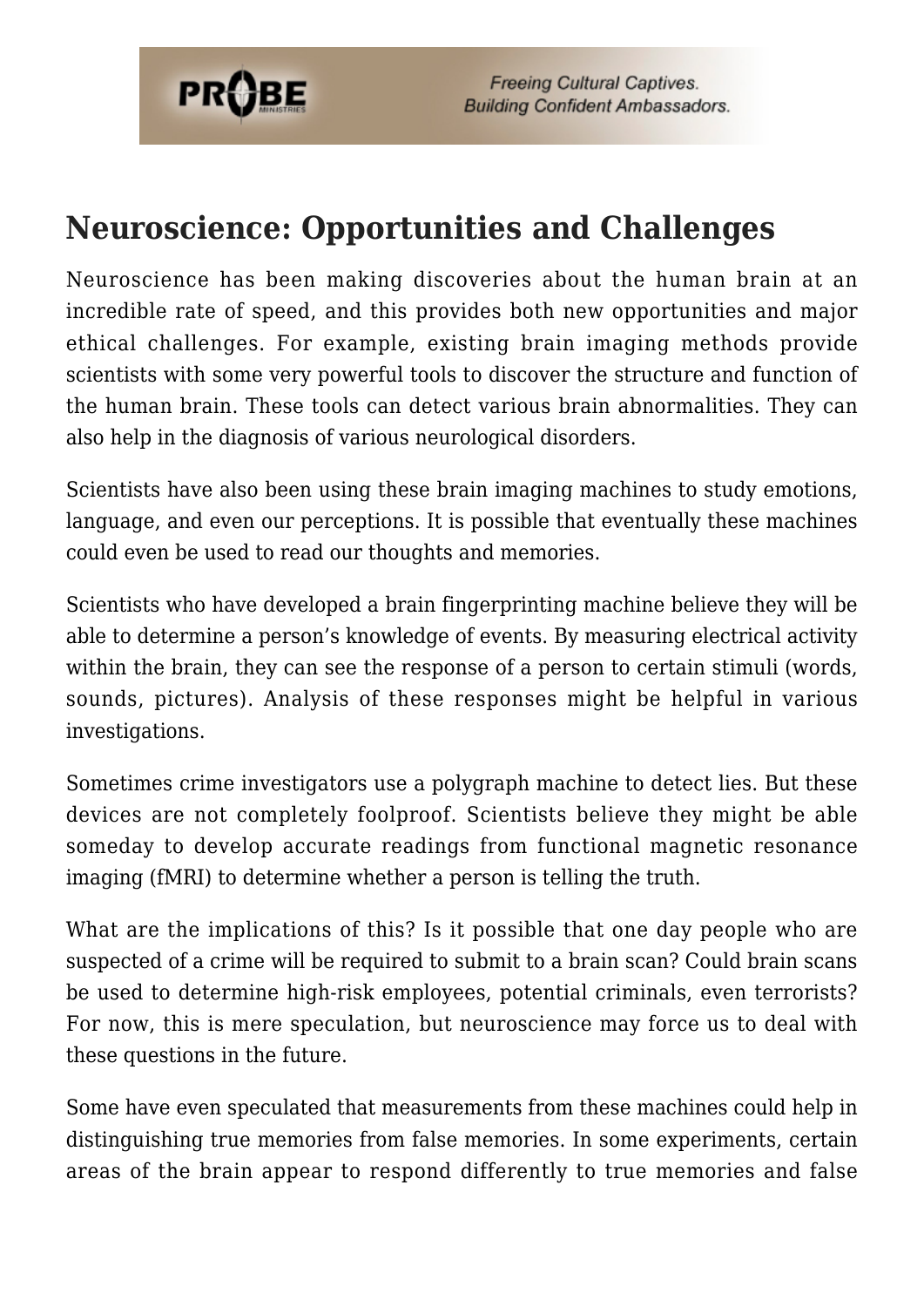## Neuroscience: Opportunities and Challenges

Neuroscience has been making discoveries about the human brain at an incredible rate of speed, and this provides both new opportunities and major ethical challenges. For example, existing brain imaging methods provide scientists with some very powerful tools to discover the structure and function of the human brain. These tools can detect various brain abnormalities. They can also help in the diagnosis of various neurological disorders.

Scientists have also been using these brain imaging machines to study emotions, language, and even our perceptions. It is possible that eventually these machines could even be used to read our thoughts and memories.

Scientists who have developed a brain fingerprinting machine believe they will be able to determine a person's knowledge of events. By measuring electrical activity within the brain, they can see the response of a person to certain stimuli (words, sounds, pictures). Analysis of these responses might be helpful in various investigations.

Sometimes crime investigators use a polygraph machine to detect lies. But these devices are not completely foolproof. Scientists believe they might be able someday to develop accurate readings from functional magnetic resonance imaging (fMRI) to determine whether a person is telling the truth.

What are the implications of this? Is it possible that one day people who are suspected of a crime will be required to submit to a brain scan? Could brain scans be used to determine high-risk employees, potential criminals, even terrorists? For now, this is mere speculation, but neuroscience may force us to deal with these questions in the future.

Some have even speculated that measurements from these machines could help in distinguishing true memories from false memories. In some experiments, certain areas of the brain appear to respond differently to true memories and false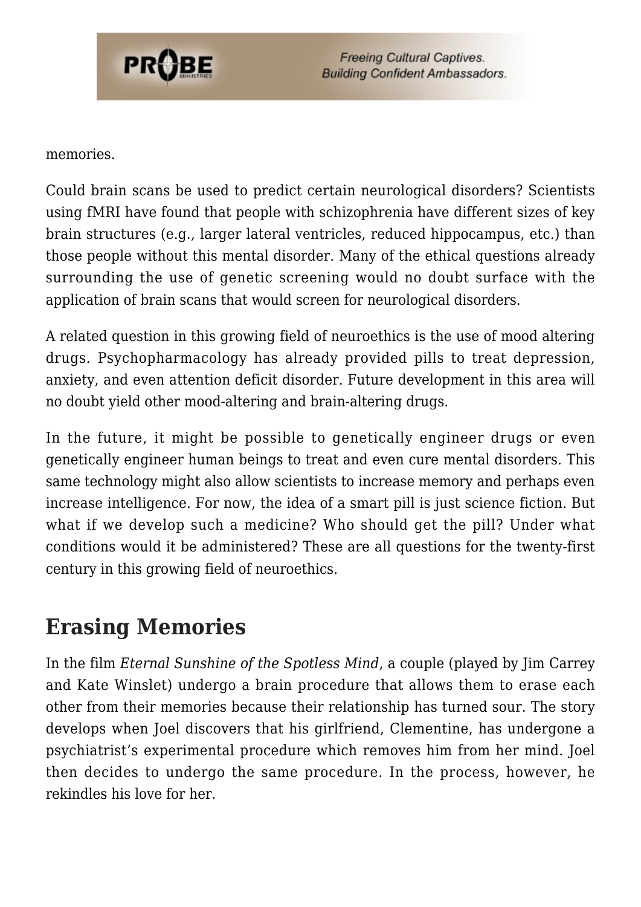memories.

Could brain scans be used to predict certain neurological disorders? Scientists using fMRI have found that people with schizophrenia have different sizes of key brain structures (e.g., larger lateral ventricles, reduced hippocampus, etc.) than those people without this mental disorder. Many of the ethical questions already surrounding the use of genetic screening would no doubt surface with the application of brain scans that would screen for neurological disorders.

A related question in this growing field of neuroethics is the use of mood altering drugs. Psychopharmacology has already provided pills to treat depression, anxiety, and even attention deficit disorder. Future development in this area will no doubt yield other mood-altering and brain-altering drugs.

In the future, it might be possible to genetically engineer drugs or even genetically engineer human beings to treat and even cure mental disorders. This same technology might also allow scientists to increase memory and perhaps even increase intelligence. For now, the idea of a smart pill is just science fiction. But what if we develop such a medicine? Who should get the pill? Under what conditions would it be administered? These are all questions for the twenty-first century in this growing field of neuroethics.

## Erasing Memories

In the film *Eternal Sunshine of the Spotless Mind*, a couple (played by Jim Carrey and Kate Winslet) undergo a brain procedure that allows them to erase each other from their memories because their relationship has turned sour. The story develops when Joel discovers that his girlfriend, Clementine, has undergone a psychiatrist's experimental procedure which removes him from her mind. Joel then decides to undergo the same procedure. In the process, however, he rekindles his love for her.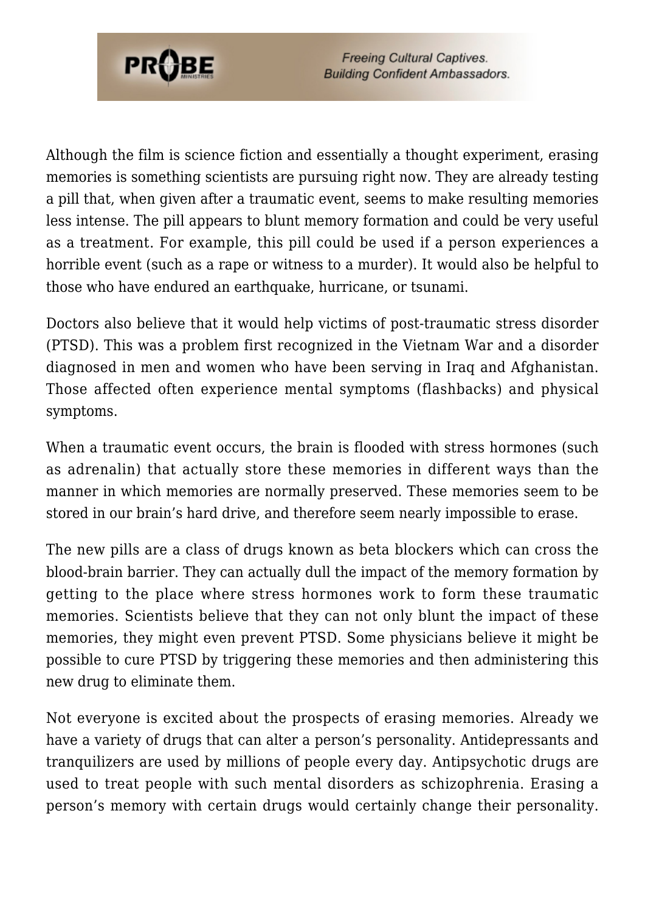Although the film is science fiction and essentially a thought experiment, erasing memories is something scientists are pursuing right now. They are already testing a pill that, when given after a traumatic event, seems to make resulting memories less intense. The pill appears to blunt memory formation and could be very useful as a treatment. For example, this pill could be used if a person experiences a horrible event (such as a rape or witness to a murder). It would also be helpful to those who have endured an earthquake, hurricane, or tsunami.

Doctors also believe that it would help victims of post-traumatic stress disorder (PTSD). This was a problem first recognized in the Vietnam War and a disorder diagnosed in men and women who have been serving in Iraq and Afghanistan. Those affected often experience mental symptoms (flashbacks) and physical symptoms.

When a traumatic event occurs, the brain is flooded with stress hormones (such as adrenalin) that actually store these memories in different ways than the manner in which memories are normally preserved. These memories seem to be stored in our brain's hard drive, and therefore seem nearly impossible to erase.

The new pills are a class of drugs known as beta blockers which can cross the blood-brain barrier. They can actually dull the impact of the memory formation by getting to the place where stress hormones work to form these traumatic memories. Scientists believe that they can not only blunt the impact of these memories, they might even prevent PTSD. Some physicians believe it might be possible to cure PTSD by triggering these memories and then administering this new drug to eliminate them.

Not everyone is excited about the prospects of erasing memories. Already we have a variety of drugs that can alter a person's personality. Antidepressants and tranquilizers are used by millions of people every day. Antipsychotic drugs are used to treat people with such mental disorders as schizophrenia. Erasing a person's memory with certain drugs would certainly change their personality.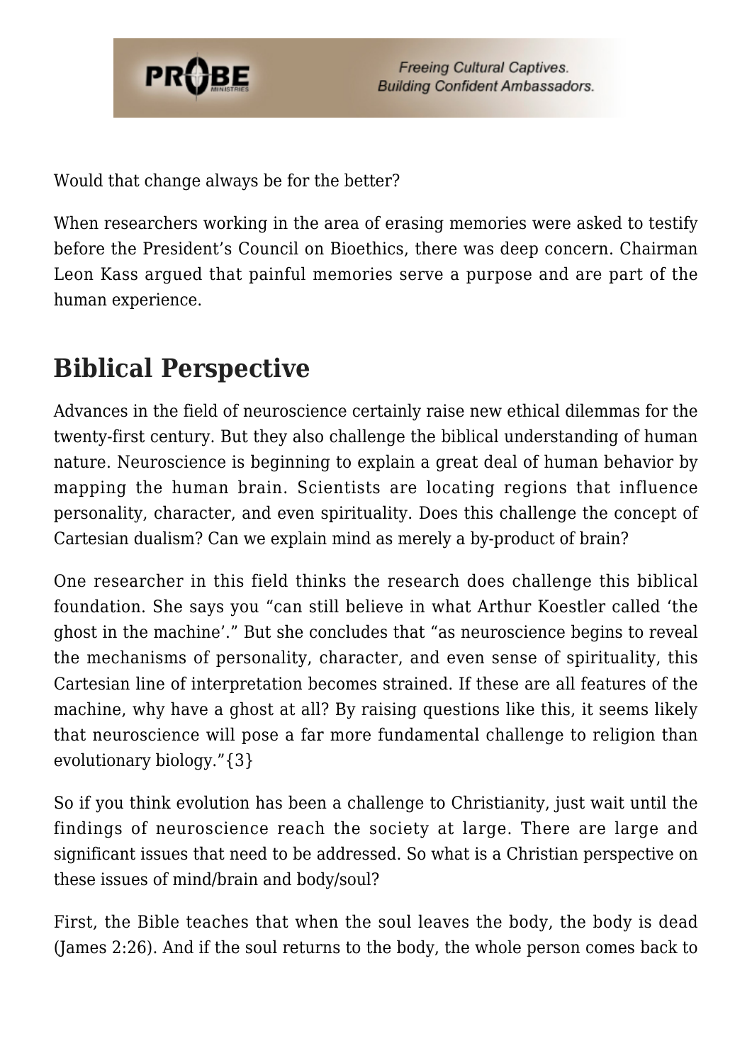Would that change always be for the better?

When researchers working in the area of erasing memories were asked to testify before the President's Council on Bioethics, there was deep concern. Chairman Leon Kass argued that painful memories serve a purpose and are part of the human experience.

## Biblical Perspective

Advances in the field of neuroscience certainly raise new ethical dilemmas for the twenty-first century. But they also challenge the biblical understanding of human nature. Neuroscience is beginning to explain a great deal of human behavior by mapping the human brain. Scientists are locating regions that influence personality, character, and even spirituality. Does this challenge the concept of Cartesian dualism? Can we explain mind as merely a by-product of brain?

One researcher in this field thinks the research does challenge this biblical foundation. She says you "can still believe in what Arthur Koestler called 'the ghost in the machine'." But she concludes that "as neuroscience begins to reveal the mechanisms of personality, character, and even sense of spirituality, this Cartesian line of interpretation becomes strained. If these are all features of the machine, why have a ghost at all? By raising questions like this, it seems likely that neuroscience will pose a far more fundamental challenge to religion than evolutionary biology."{3}

So if you think evolution has been a challenge to Christianity, just wait until the findings of neuroscience reach the society at large. There are large and significant issues that need to be addressed. So what is a Christian perspective on these issues of mind/brain and body/soul?

First, the Bible teaches that when the soul leaves the body, the body is dead (James 2:26). And if the soul returns to the body, the whole person comes back to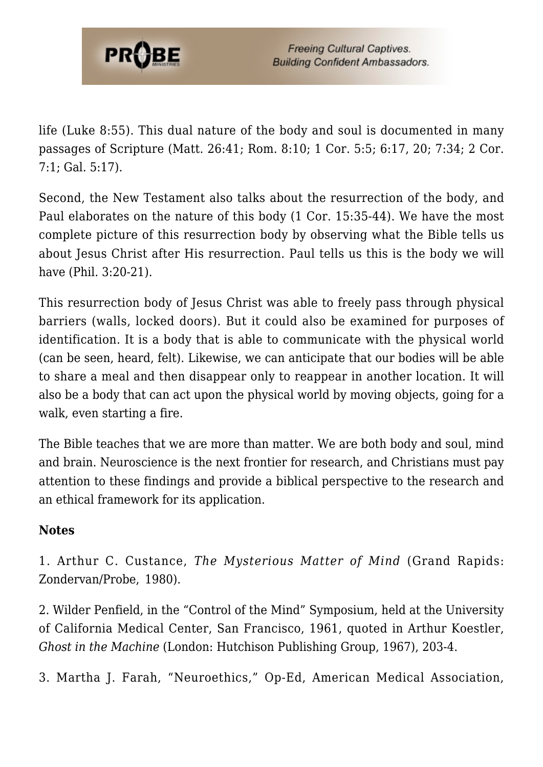life (Luke 8:55). This dual nature of the body and soul is documented in many passages of Scripture (Matt. 26:41; Rom. 8:10; 1 Cor. 5:5; 6:17, 20; 7:34; 2 Cor. 7:1; Gal. 5:17).

Second, the New Testament also talks about the resurrection of the body, and Paul elaborates on the nature of this body (1 Cor. 15:35-44). We have the most complete picture of this resurrection body by observing what the Bible tells us about Jesus Christ after His resurrection. Paul tells us this is the body we will have (Phil. 3:20-21).

This resurrection body of Jesus Christ was able to freely pass through physical barriers (walls, locked doors). But it could also be examined for purposes of identification. It is a body that is able to communicate with the physical world (can be seen, heard, felt). Likewise, we can anticipate that our bodies will be able to share a meal and then disappear only to reappear in another location. It will also be a body that can act upon the physical world by moving objects, going for a walk, even starting a fire.

The Bible teaches that we are more than matter. We are both body and soul, mind and brain. Neuroscience is the next frontier for research, and Christians must pay attention to these findings and provide a biblical perspective to the research and an ethical framework for its application.

**Notes**

1. Arthur C. Custance, *The Mysterious Matter of Mind* (Grand Rapids: Zondervan/Probe, 1980).

2. Wilder Penfield, in the "Control of the Mind" Symposium, held at the University of California Medical Center, San Francisco, 1961, quoted in Arthur Koestler, *Ghost in the Machine* (London: Hutchison Publishing Group, 1967), 203-4.

3. Martha J. Farah, "Neuroethics," Op-Ed, American Medical Association,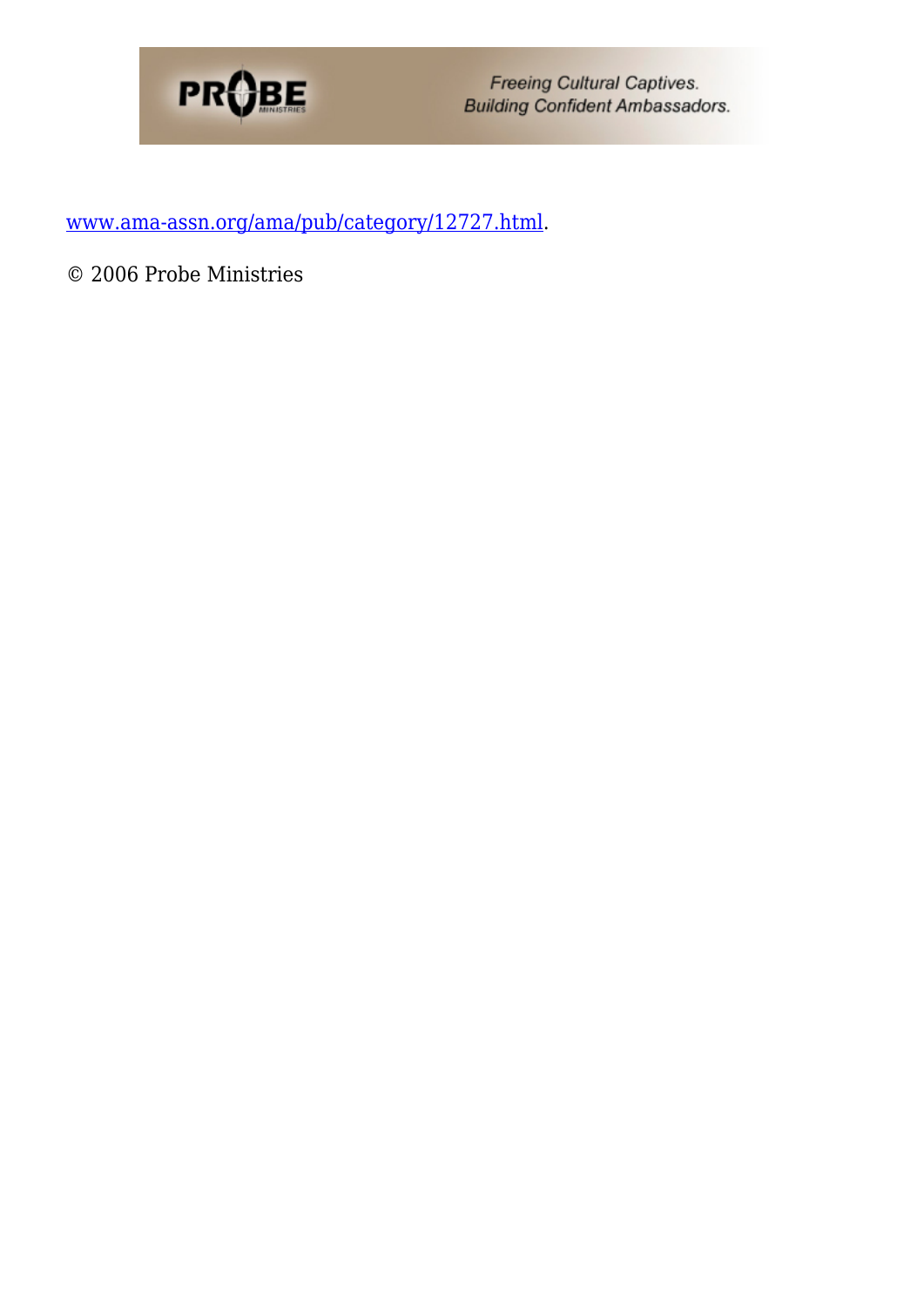www.ama-assn.org/ama/pub/category/12727.html.

© 2006 Probe Ministries